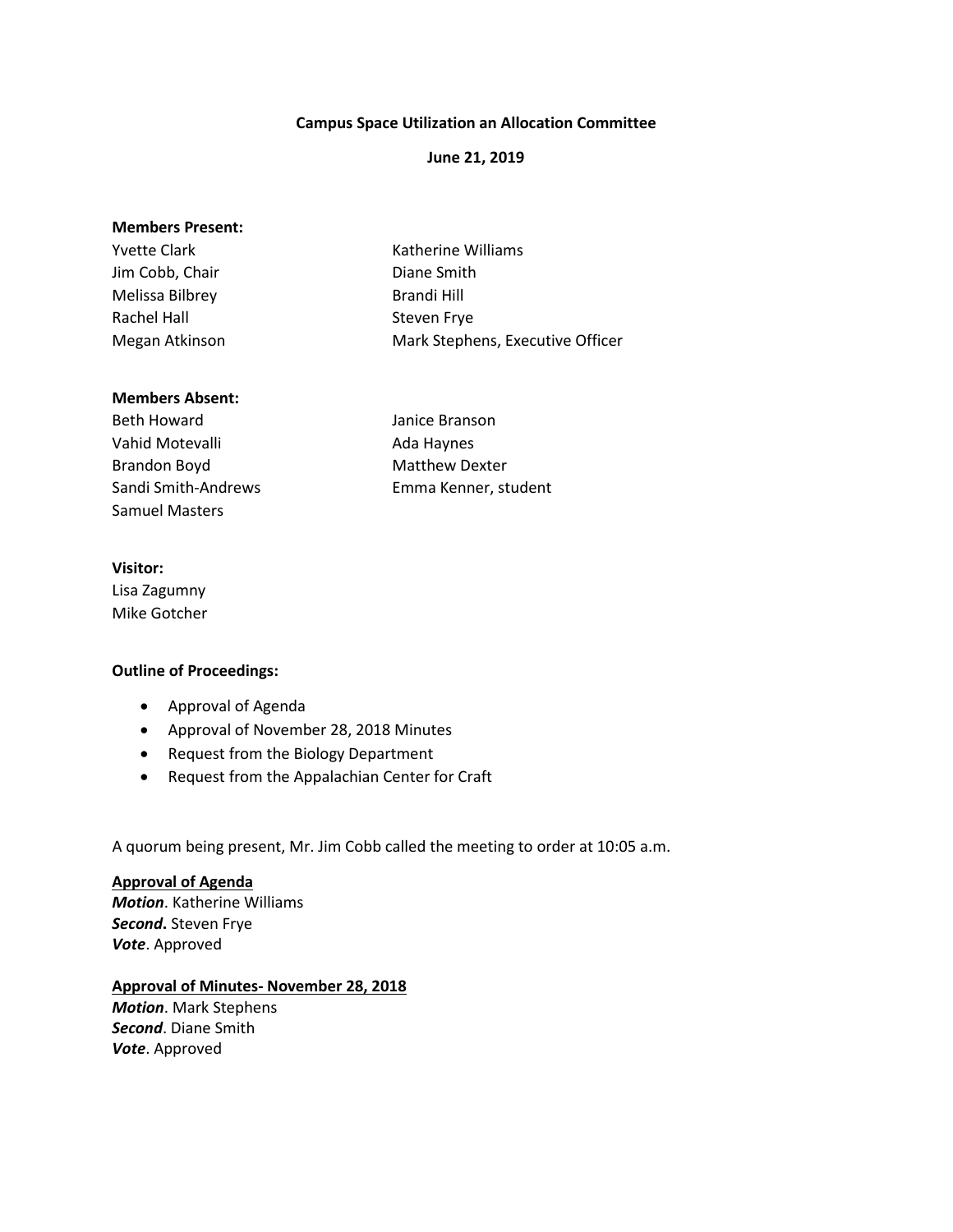**Campus Space Utilization an Allocation Committee**

**June 21, 2019**

**Members Present:**

Yvette Clark
Jim Cobb, Chair
Melissa Bilbrey
Rachel Hall
Megan Atkinson
Katherine Williams
Diane Smith
Brandi Hill
Steven Frye
Mark Stephens, Executive Officer

**Members Absent:**

Beth Howard
Vahid Motevalli
Brandon Boyd
Sandi Smith-Andrews
Samuel Masters
Janice Branson
Ada Haynes
Matthew Dexter
Emma Kenner, student

**Visitor:**

Lisa Zagumny
Mike Gotcher

**Outline of Proceedings:**

- Approval of Agenda
- Approval of November 28, 2018 Minutes
- Request from the Biology Department
- Request from the Appalachian Center for Craft

A quorum being present, Mr. Jim Cobb called the meeting to order at 10:05 a.m.

**Approval of Agenda**

***Motion***. Katherine Williams
***Second*****.** Steven Frye
***Vote***. Approved

**Approval of Minutes- November 28, 2018**

***Motion***. Mark Stephens
***Second***. Diane Smith
***Vote***. Approved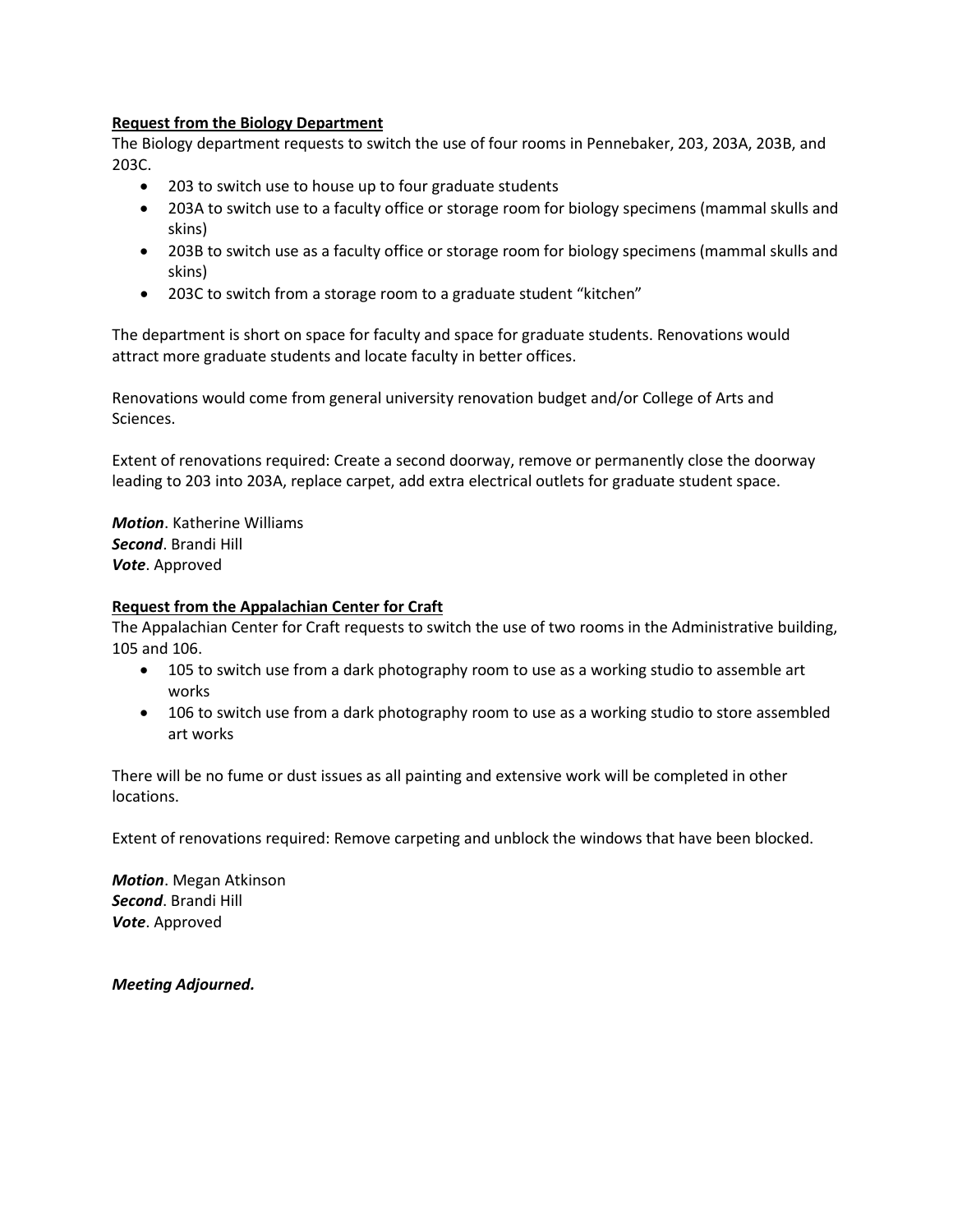**Request from the Biology Department**

The Biology department requests to switch the use of four rooms in Pennebaker, 203, 203A, 203B, and 203C.

- 203 to switch use to house up to four graduate students
- 203A to switch use to a faculty office or storage room for biology specimens (mammal skulls and skins)
- 203B to switch use as a faculty office or storage room for biology specimens (mammal skulls and skins)
- 203C to switch from a storage room to a graduate student "kitchen"

The department is short on space for faculty and space for graduate students. Renovations would attract more graduate students and locate faculty in better offices.

Renovations would come from general university renovation budget and/or College of Arts and Sciences.

Extent of renovations required: Create a second doorway, remove or permanently close the doorway leading to 203 into 203A, replace carpet, add extra electrical outlets for graduate student space.

***Motion***. Katherine Williams
***Second***. Brandi Hill
***Vote***. Approved

**Request from the Appalachian Center for Craft**

The Appalachian Center for Craft requests to switch the use of two rooms in the Administrative building, 105 and 106.

- 105 to switch use from a dark photography room to use as a working studio to assemble art works
- 106 to switch use from a dark photography room to use as a working studio to store assembled art works

There will be no fume or dust issues as all painting and extensive work will be completed in other locations.

Extent of renovations required: Remove carpeting and unblock the windows that have been blocked.

***Motion***. Megan Atkinson
***Second***. Brandi Hill
***Vote***. Approved

***Meeting Adjourned.***